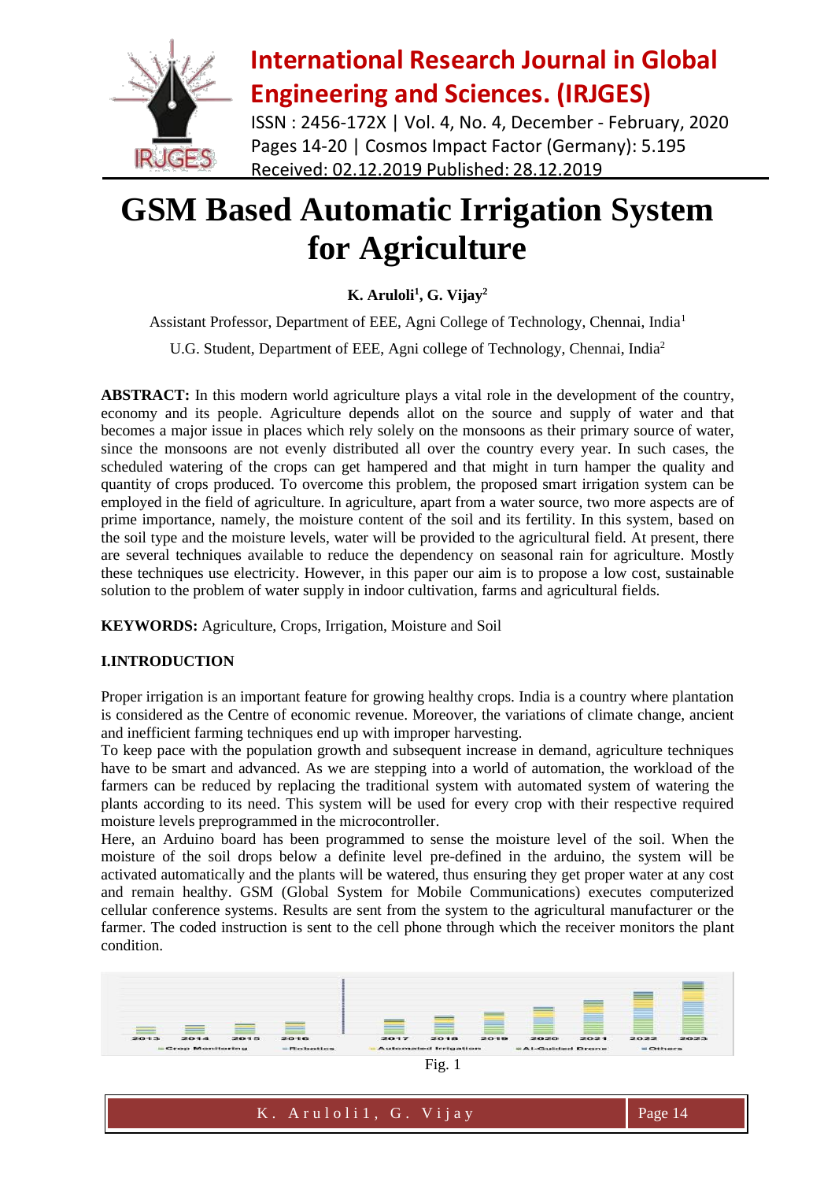# GSM Based Automatic Irrigation System for Agriculture

**K. Aruloli[1], G. Vijay[2]**

Assistant Professor, Department of EEE, Agni College of Technology, Chennai, India[1]

U.G. Student, Department of EEE, Agni college of Technology, Chennai, India[2]

**ABSTRACT:** In this modern world agriculture plays a vital role in the development of the country, economy and its people. Agriculture depends allot on the source and supply of water and that becomes a major issue in places which rely solely on the monsoons as their primary source of water, since the monsoons are not evenly distributed all over the country every year. In such cases, the scheduled watering of the crops can get hampered and that might in turn hamper the quality and quantity of crops produced. To overcome this problem, the proposed smart irrigation system can be employed in the field of agriculture. In agriculture, apart from a water source, two more aspects are of prime importance, namely, the moisture content of the soil and its fertility. In this system, based on the soil type and the moisture levels, water will be provided to the agricultural field. At present, there are several techniques available to reduce the dependency on seasonal rain for agriculture. Mostly these techniques use electricity. However, in this paper our aim is to propose a low cost, sustainable solution to the problem of water supply in indoor cultivation, farms and agricultural fields.

**KEYWORDS:** Agriculture, Crops, Irrigation, Moisture and Soil

## I.INTRODUCTION

Proper irrigation is an important feature for growing healthy crops. India is a country where plantation is considered as the Centre of economic revenue. Moreover, the variations of climate change, ancient and inefficient farming techniques end up with improper harvesting.

To keep pace with the population growth and subsequent increase in demand, agriculture techniques have to be smart and advanced. As we are stepping into a world of automation, the workload of the farmers can be reduced by replacing the traditional system with automated system of watering the plants according to its need. This system will be used for every crop with their respective required moisture levels preprogrammed in the microcontroller.

Here, an Arduino board has been programmed to sense the moisture level of the soil. When the moisture of the soil drops below a definite level pre-defined in the arduino, the system will be activated automatically and the plants will be watered, thus ensuring they get proper water at any cost and remain healthy. GSM (Global System for Mobile Communications) executes computerized cellular conference systems. Results are sent from the system to the agricultural manufacturer or the farmer. The coded instruction is sent to the cell phone through which the receiver monitors the plant condition.

Fig. 1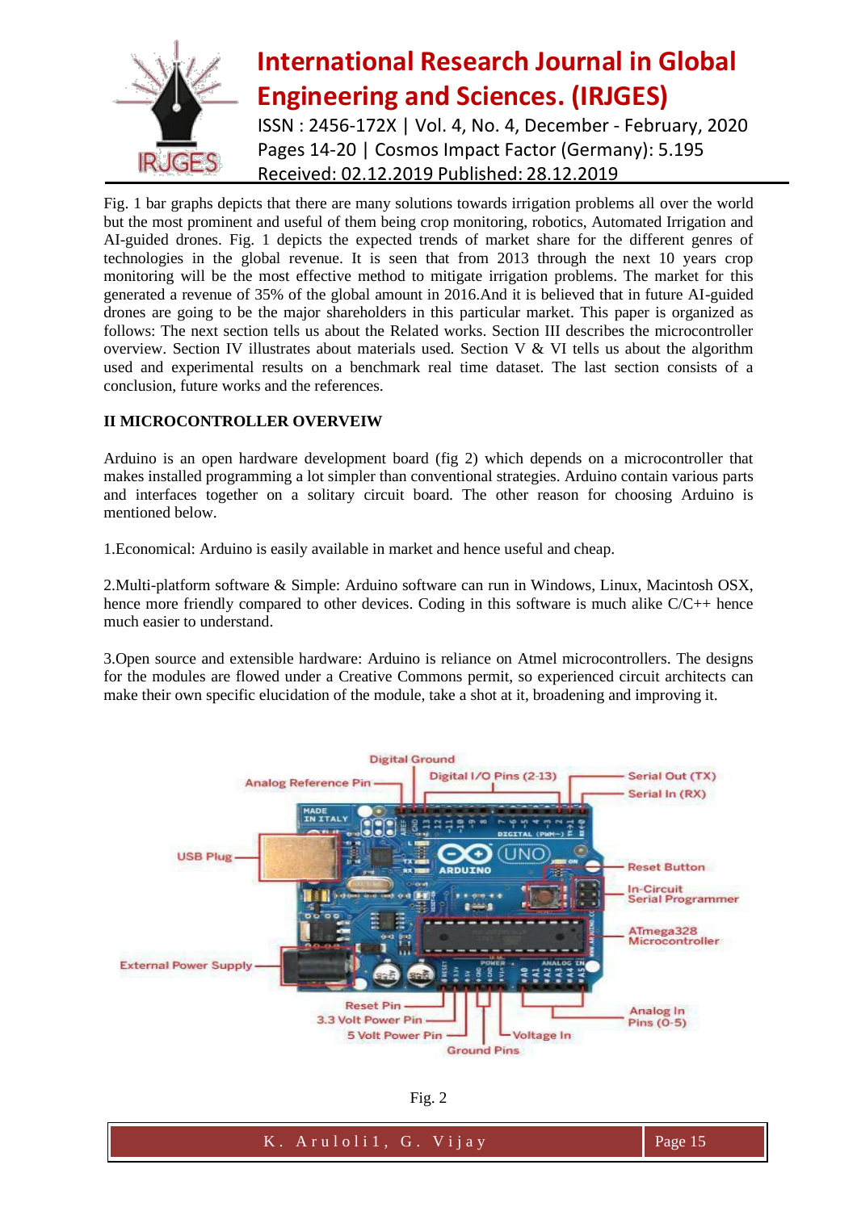Fig. 1 bar graphs depicts that there are many solutions towards irrigation problems all over the world but the most prominent and useful of them being crop monitoring, robotics, Automated Irrigation and AI-guided drones. Fig. 1 depicts the expected trends of market share for the different genres of technologies in the global revenue. It is seen that from 2013 through the next 10 years crop monitoring will be the most effective method to mitigate irrigation problems. The market for this generated a revenue of 35% of the global amount in 2016.And it is believed that in future AI-guided drones are going to be the major shareholders in this particular market. This paper is organized as follows: The next section tells us about the Related works. Section III describes the microcontroller overview. Section IV illustrates about materials used. Section V & VI tells us about the algorithm used and experimental results on a benchmark real time dataset. The last section consists of a conclusion, future works and the references.

## II MICROCONTROLLER OVERVEIW

Arduino is an open hardware development board (fig 2) which depends on a microcontroller that makes installed programming a lot simpler than conventional strategies. Arduino contain various parts and interfaces together on a solitary circuit board. The other reason for choosing Arduino is mentioned below.

1.Economical: Arduino is easily available in market and hence useful and cheap.

2.Multi-platform software & Simple: Arduino software can run in Windows, Linux, Macintosh OSX, hence more friendly compared to other devices. Coding in this software is much alike C/C++ hence much easier to understand.

3.Open source and extensible hardware: Arduino is reliance on Atmel microcontrollers. The designs for the modules are flowed under a Creative Commons permit, so experienced circuit architects can make their own specific elucidation of the module, take a shot at it, broadening and improving it.

Fig. 2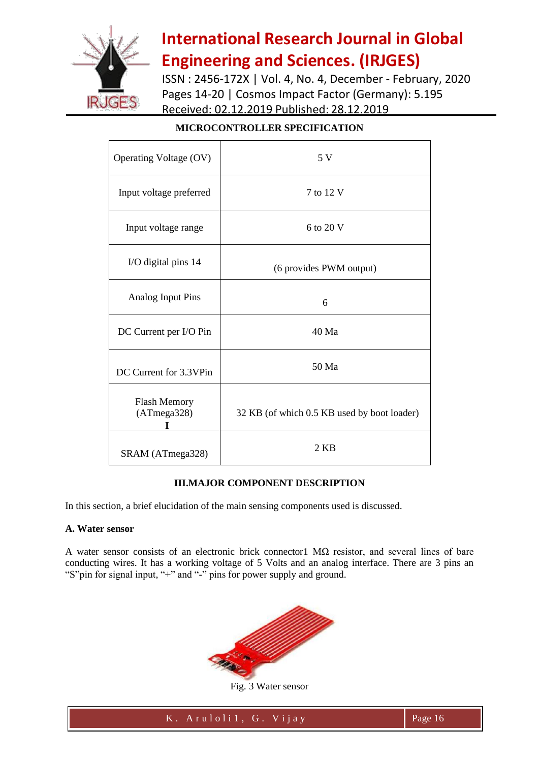**MICROCONTROLLER SPECIFICATION**

| Operating Voltage (OV) | 5 V |
|---|---|
| Input voltage preferred | 7 to 12 V |
| Input voltage range | 6 to 20 V |
| I/O digital pins 14 | (6 provides PWM output) |
| Analog Input Pins | 6 |
| DC Current per I/O Pin | 40 Ma |
| DC Current for 3.3VPin | 50 Ma |
| Flash Memory (ATmega328) I | 32 KB (of which 0.5 KB used by boot loader) |
| SRAM (ATmega328) | 2 KB |

## III.MAJOR COMPONENT DESCRIPTION

In this section, a brief elucidation of the main sensing components used is discussed.

### A. Water sensor

A water sensor consists of an electronic brick connector1 MΩ resistor, and several lines of bare conducting wires. It has a working voltage of 5 Volts and an analog interface. There are 3 pins an "S"pin for signal input, "+" and "-" pins for power supply and ground.

Fig. 3 Water sensor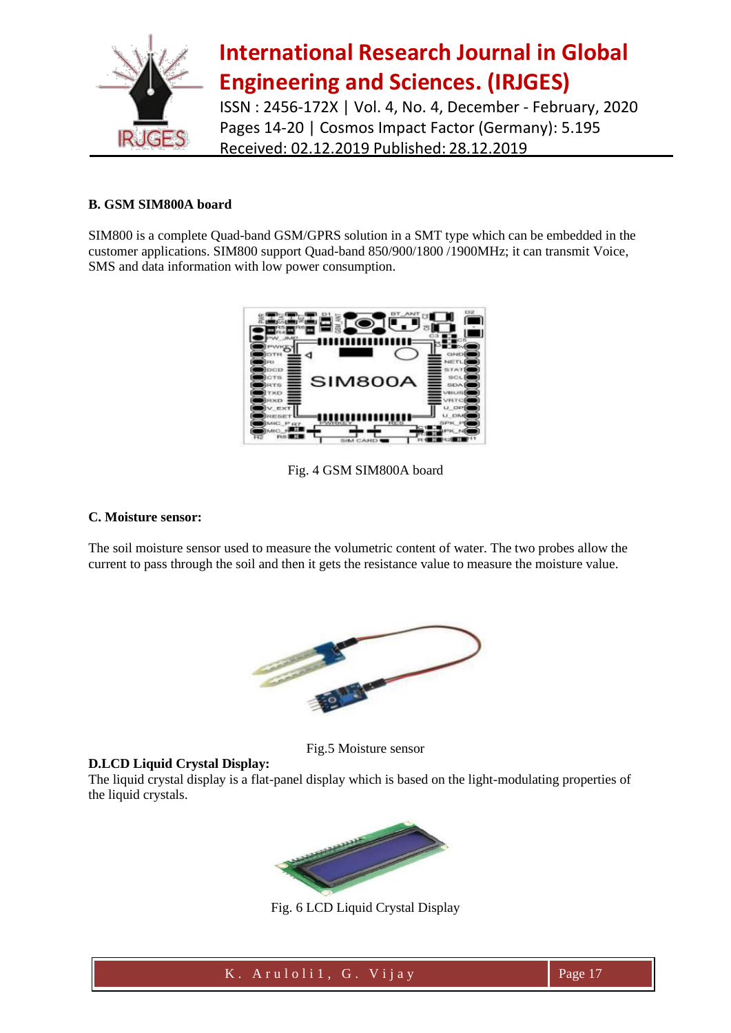**B. GSM SIM800A board**

SIM800 is a complete Quad-band GSM/GPRS solution in a SMT type which can be embedded in the customer applications. SIM800 support Quad-band 850/900/1800 /1900MHz; it can transmit Voice, SMS and data information with low power consumption.

Fig. 4 GSM SIM800A board

**C. Moisture sensor:**

The soil moisture sensor used to measure the volumetric content of water. The two probes allow the current to pass through the soil and then it gets the resistance value to measure the moisture value.

Fig.5 Moisture sensor

**D.LCD Liquid Crystal Display:**

The liquid crystal display is a flat-panel display which is based on the light-modulating properties of the liquid crystals.

Fig. 6 LCD Liquid Crystal Display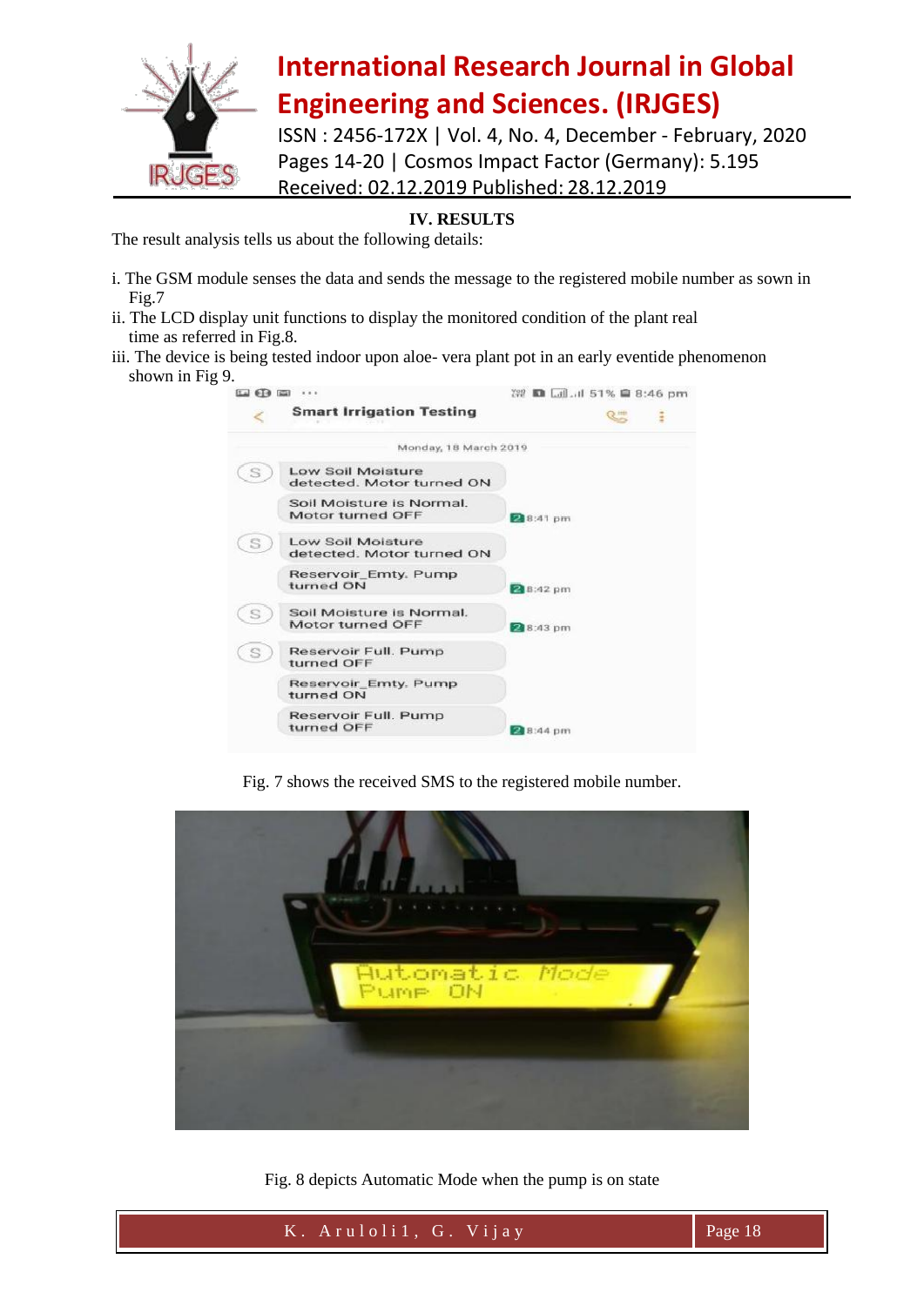## IV. RESULTS

The result analysis tells us about the following details:

i. The GSM module senses the data and sends the message to the registered mobile number as sown in Fig.7

ii. The LCD display unit functions to display the monitored condition of the plant real time as referred in Fig.8.

iii. The device is being tested indoor upon aloe- vera plant pot in an early eventide phenomenon shown in Fig 9.

Fig. 7 shows the received SMS to the registered mobile number.

Fig. 8 depicts Automatic Mode when the pump is on state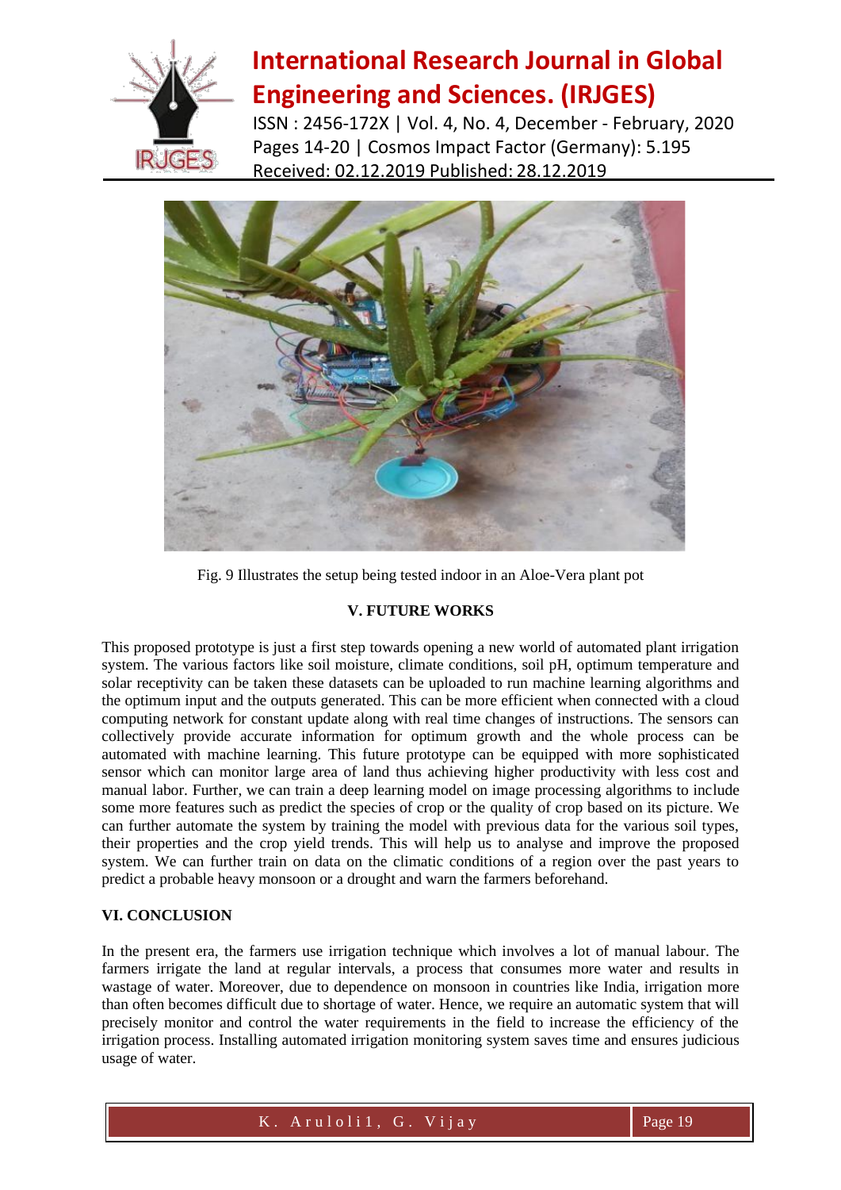Fig. 9 Illustrates the setup being tested indoor in an Aloe-Vera plant pot

## V. FUTURE WORKS

This proposed prototype is just a first step towards opening a new world of automated plant irrigation system. The various factors like soil moisture, climate conditions, soil pH, optimum temperature and solar receptivity can be taken these datasets can be uploaded to run machine learning algorithms and the optimum input and the outputs generated. This can be more efficient when connected with a cloud computing network for constant update along with real time changes of instructions. The sensors can collectively provide accurate information for optimum growth and the whole process can be automated with machine learning. This future prototype can be equipped with more sophisticated sensor which can monitor large area of land thus achieving higher productivity with less cost and manual labor. Further, we can train a deep learning model on image processing algorithms to include some more features such as predict the species of crop or the quality of crop based on its picture. We can further automate the system by training the model with previous data for the various soil types, their properties and the crop yield trends. This will help us to analyse and improve the proposed system. We can further train on data on the climatic conditions of a region over the past years to predict a probable heavy monsoon or a drought and warn the farmers beforehand.

## VI. CONCLUSION

In the present era, the farmers use irrigation technique which involves a lot of manual labour. The farmers irrigate the land at regular intervals, a process that consumes more water and results in wastage of water. Moreover, due to dependence on monsoon in countries like India, irrigation more than often becomes difficult due to shortage of water. Hence, we require an automatic system that will precisely monitor and control the water requirements in the field to increase the efficiency of the irrigation process. Installing automated irrigation monitoring system saves time and ensures judicious usage of water.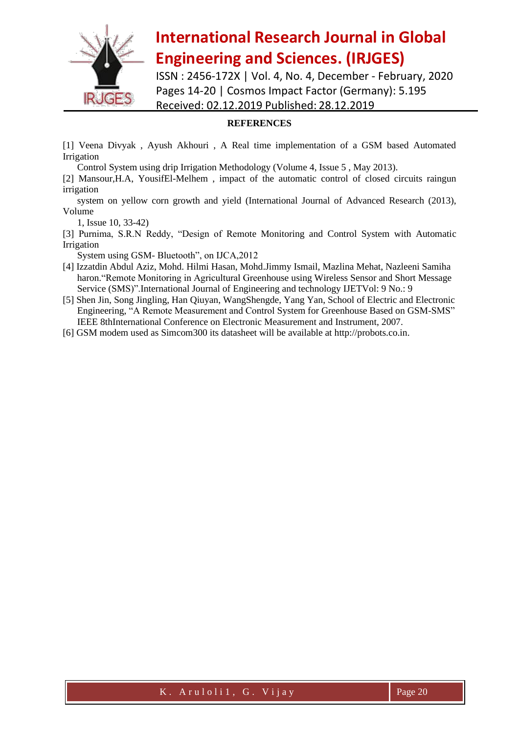**REFERENCES**

[1] Veena Divyak , Ayush Akhouri , A Real time implementation of a GSM based Automated Irrigation Control System using drip Irrigation Methodology (Volume 4, Issue 5 , May 2013).

[2] Mansour,H.A, YousifEl-Melhem , impact of the automatic control of closed circuits raingun irrigation system on yellow corn growth and yield (International Journal of Advanced Research (2013), Volume 1, Issue 10, 33-42)

[3] Purnima, S.R.N Reddy, "Design of Remote Monitoring and Control System with Automatic Irrigation System using GSM- Bluetooth", on IJCA,2012

[4] Izzatdin Abdul Aziz, Mohd. Hilmi Hasan, Mohd.Jimmy Ismail, Mazlina Mehat, Nazleeni Samiha haron."Remote Monitoring in Agricultural Greenhouse using Wireless Sensor and Short Message Service (SMS)".International Journal of Engineering and technology IJETVol: 9 No.: 9

[5] Shen Jin, Song Jingling, Han Qiuyan, WangShengde, Yang Yan, School of Electric and Electronic Engineering, "A Remote Measurement and Control System for Greenhouse Based on GSM-SMS" IEEE 8thInternational Conference on Electronic Measurement and Instrument, 2007.

[6] GSM modem used as Simcom300 its datasheet will be available at http://probots.co.in.